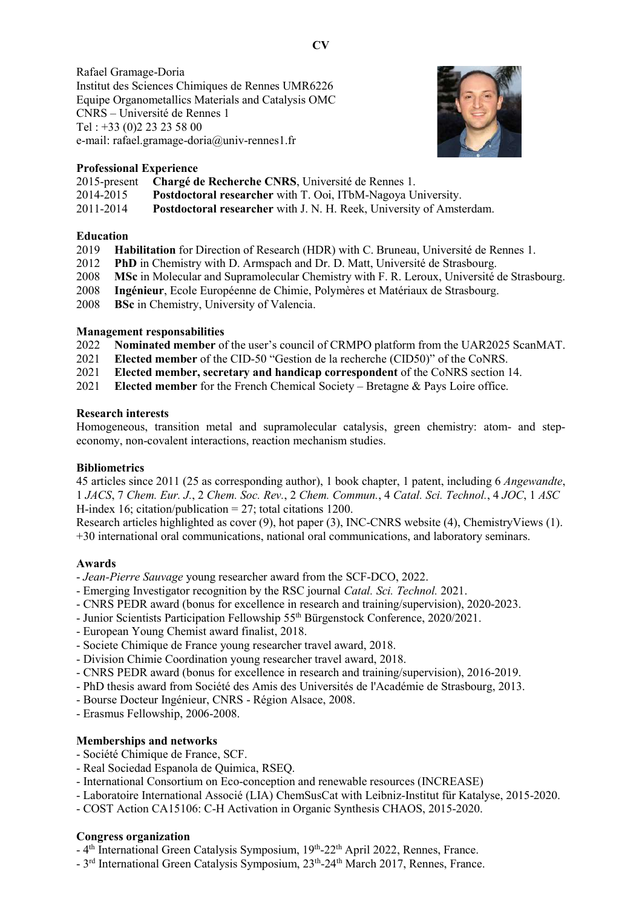# CV

Rafael Gramage-Doria
Institut des Sciences Chimiques de Rennes UMR6226
Equipe Organometallics Materials and Catalysis OMC
CNRS – Université de Rennes 1
Tel : +33 (0)2 23 23 58 00
e-mail: rafael.gramage-doria@univ-rennes1.fr

## Professional Experience

2015-present **Chargé de Recherche CNRS**, Université de Rennes 1.
2014-2015 **Postdoctoral researcher** with T. Ooi, ITbM-Nagoya University.
2011-2014 **Postdoctoral researcher** with J. N. H. Reek, University of Amsterdam.

## Education

2019 **Habilitation** for Direction of Research (HDR) with C. Bruneau, Université de Rennes 1.
2012 **PhD** in Chemistry with D. Armspach and Dr. D. Matt, Université de Strasbourg.
2008 **MSc** in Molecular and Supramolecular Chemistry with F. R. Leroux, Université de Strasbourg.
2008 **Ingénieur**, Ecole Européenne de Chimie, Polymères et Matériaux de Strasbourg.
2008 **BSc** in Chemistry, University of Valencia.

## Management responsabilities

2022 **Nominated member** of the user's council of CRMPO platform from the UAR2025 ScanMAT.
2021 **Elected member** of the CID-50 "Gestion de la recherche (CID50)" of the CoNRS.
2021 **Elected member, secretary and handicap correspondent** of the CoNRS section 14.
2021 **Elected member** for the French Chemical Society – Bretagne & Pays Loire office.

## Research interests

Homogeneous, transition metal and supramolecular catalysis, green chemistry: atom- and step-economy, non-covalent interactions, reaction mechanism studies.

## Bibliometrics

45 articles since 2011 (25 as corresponding author), 1 book chapter, 1 patent, including 6 *Angewandte*, 1 *JACS*, 7 *Chem. Eur. J.*, 2 *Chem. Soc. Rev.*, 2 *Chem. Commun.*, 4 *Catal. Sci. Technol.*, 4 *JOC*, 1 *ASC*
H-index 16; citation/publication = 27; total citations 1200.
Research articles highlighted as cover (9), hot paper (3), INC-CNRS website (4), ChemistryViews (1).
+30 international oral communications, national oral communications, and laboratory seminars.

## Awards

- *Jean-Pierre Sauvage* young researcher award from the SCF-DCO, 2022.
- Emerging Investigator recognition by the RSC journal *Catal. Sci. Technol.* 2021.
- CNRS PEDR award (bonus for excellence in research and training/supervision), 2020-2023.
- Junior Scientists Participation Fellowship 55th Bürgenstock Conference, 2020/2021.
- European Young Chemist award finalist, 2018.
- Societe Chimique de France young researcher travel award, 2018.
- Division Chimie Coordination young researcher travel award, 2018.
- CNRS PEDR award (bonus for excellence in research and training/supervision), 2016-2019.
- PhD thesis award from Société des Amis des Universités de l'Académie de Strasbourg, 2013.
- Bourse Docteur Ingénieur, CNRS - Région Alsace, 2008.
- Erasmus Fellowship, 2006-2008.

## Memberships and networks

- Société Chimique de France, SCF.
- Real Sociedad Espanola de Quimica, RSEQ.
- International Consortium on Eco-conception and renewable resources (INCREASE)
- Laboratoire International Associé (LIA) ChemSusCat with Leibniz-Institut für Katalyse, 2015-2020.
- COST Action CA15106: C-H Activation in Organic Synthesis CHAOS, 2015-2020.

## Congress organization

- 4th International Green Catalysis Symposium, 19th-22th April 2022, Rennes, France.
- 3rd International Green Catalysis Symposium, 23th-24th March 2017, Rennes, France.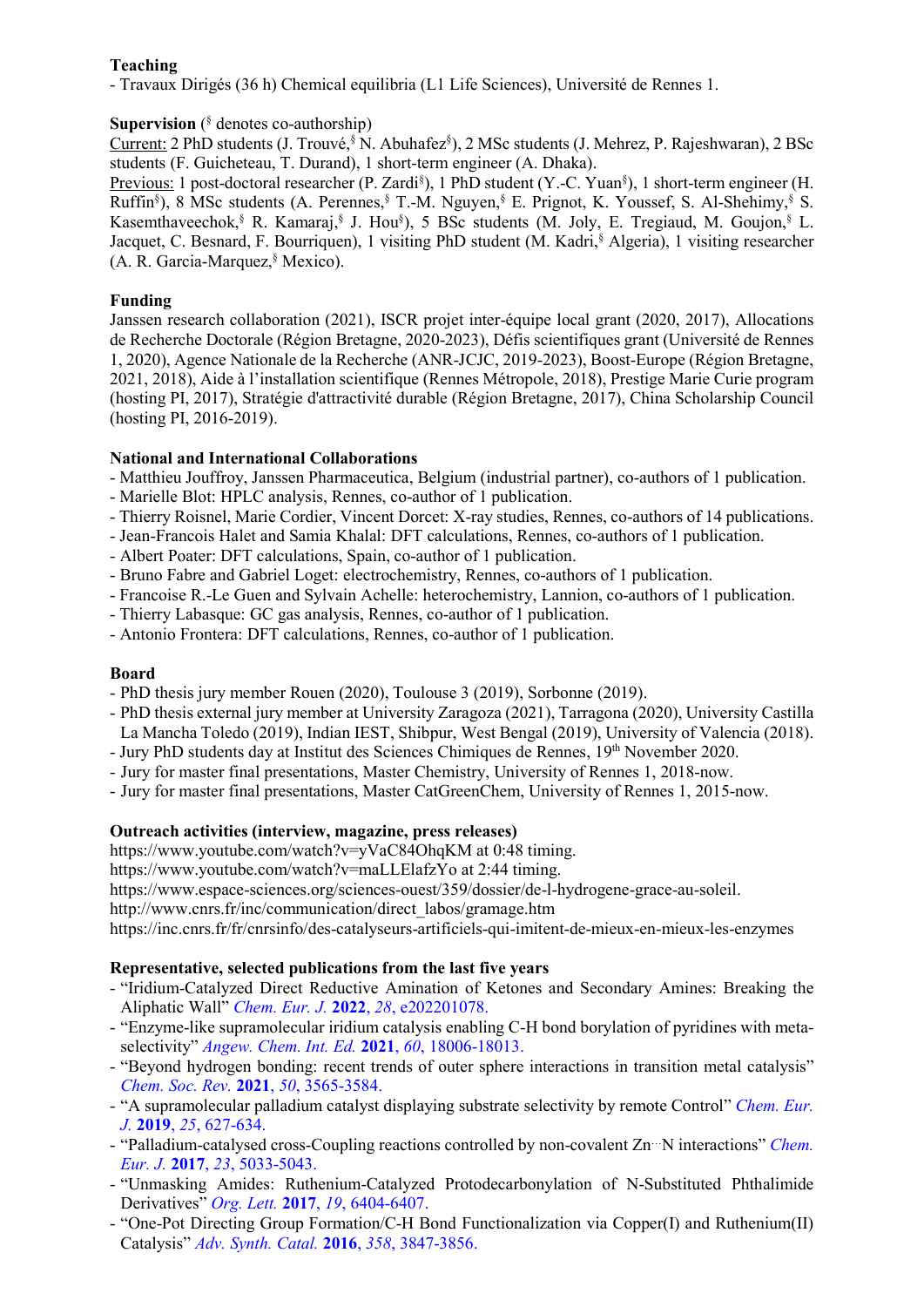**Teaching**

- Travaux Dirigés (36 h) Chemical equilibria (L1 Life Sciences), Université de Rennes 1.

**Supervision** (§ denotes co-authorship)

Current: 2 PhD students (J. Trouvé,§ N. Abuhafez§), 2 MSc students (J. Mehrez, P. Rajeshwaran), 2 BSc students (F. Guicheteau, T. Durand), 1 short-term engineer (A. Dhaka).

Previous: 1 post-doctoral researcher (P. Zardi§), 1 PhD student (Y.-C. Yuan§), 1 short-term engineer (H. Ruffin§), 8 MSc students (A. Perennes,§ T.-M. Nguyen,§ E. Prignot, K. Youssef, S. Al-Shehimy,§ S. Kasemthaveechok,§ R. Kamaraj,§ J. Hou§), 5 BSc students (M. Joly, E. Tregiaud, M. Goujon,§ L. Jacquet, C. Besnard, F. Bourriquen), 1 visiting PhD student (M. Kadri,§ Algeria), 1 visiting researcher (A. R. Garcia-Marquez,§ Mexico).

**Funding**

Janssen research collaboration (2021), ISCR projet inter-équipe local grant (2020, 2017), Allocations de Recherche Doctorale (Région Bretagne, 2020-2023), Défis scientifiques grant (Université de Rennes 1, 2020), Agence Nationale de la Recherche (ANR-JCJC, 2019-2023), Boost-Europe (Région Bretagne, 2021, 2018), Aide à l'installation scientifique (Rennes Métropole, 2018), Prestige Marie Curie program (hosting PI, 2017), Stratégie d'attractivité durable (Région Bretagne, 2017), China Scholarship Council (hosting PI, 2016-2019).

**National and International Collaborations**

- Matthieu Jouffroy, Janssen Pharmaceutica, Belgium (industrial partner), co-authors of 1 publication.
- Marielle Blot: HPLC analysis, Rennes, co-author of 1 publication.
- Thierry Roisnel, Marie Cordier, Vincent Dorcet: X-ray studies, Rennes, co-authors of 14 publications.
- Jean-Francois Halet and Samia Khalal: DFT calculations, Rennes, co-authors of 1 publication.
- Albert Poater: DFT calculations, Spain, co-author of 1 publication.
- Bruno Fabre and Gabriel Loget: electrochemistry, Rennes, co-authors of 1 publication.
- Francoise R.-Le Guen and Sylvain Achelle: heterochemistry, Lannion, co-authors of 1 publication.
- Thierry Labasque: GC gas analysis, Rennes, co-author of 1 publication.
- Antonio Frontera: DFT calculations, Rennes, co-author of 1 publication.

**Board**

- PhD thesis jury member Rouen (2020), Toulouse 3 (2019), Sorbonne (2019).
- PhD thesis external jury member at University Zaragoza (2021), Tarragona (2020), University Castilla La Mancha Toledo (2019), Indian IEST, Shibpur, West Bengal (2019), University of Valencia (2018).
- Jury PhD students day at Institut des Sciences Chimiques de Rennes, 19th November 2020.
- Jury for master final presentations, Master Chemistry, University of Rennes 1, 2018-now.
- Jury for master final presentations, Master CatGreenChem, University of Rennes 1, 2015-now.

**Outreach activities (interview, magazine, press releases)**

https://www.youtube.com/watch?v=yVaC84OhqKM at 0:48 timing.
https://www.youtube.com/watch?v=maLLElafzYo at 2:44 timing.
https://www.espace-sciences.org/sciences-ouest/359/dossier/de-l-hydrogene-grace-au-soleil.
http://www.cnrs.fr/inc/communication/direct_labos/gramage.htm
https://inc.cnrs.fr/fr/cnrsinfo/des-catalyseurs-artificiels-qui-imitent-de-mieux-en-mieux-les-enzymes

**Representative, selected publications from the last five years**

- "Iridium-Catalyzed Direct Reductive Amination of Ketones and Secondary Amines: Breaking the Aliphatic Wall" *Chem. Eur. J.* **2022**, *28*, e202201078.
- "Enzyme-like supramolecular iridium catalysis enabling C-H bond borylation of pyridines with meta-selectivity" *Angew. Chem. Int. Ed.* **2021**, *60*, 18006-18013.
- "Beyond hydrogen bonding: recent trends of outer sphere interactions in transition metal catalysis" *Chem. Soc. Rev.* **2021**, *50*, 3565-3584.
- "A supramolecular palladium catalyst displaying substrate selectivity by remote Control" *Chem. Eur. J.* **2019**, *25*, 627-634.
- "Palladium-catalysed cross-Coupling reactions controlled by non-covalent Zn···N interactions" *Chem. Eur. J.* **2017**, *23*, 5033-5043.
- "Unmasking Amides: Ruthenium-Catalyzed Protodecarbonylation of N-Substituted Phthalimide Derivatives" *Org. Lett.* **2017**, *19*, 6404-6407.
- "One-Pot Directing Group Formation/C-H Bond Functionalization via Copper(I) and Ruthenium(II) Catalysis" *Adv. Synth. Catal.* **2016**, *358*, 3847-3856.